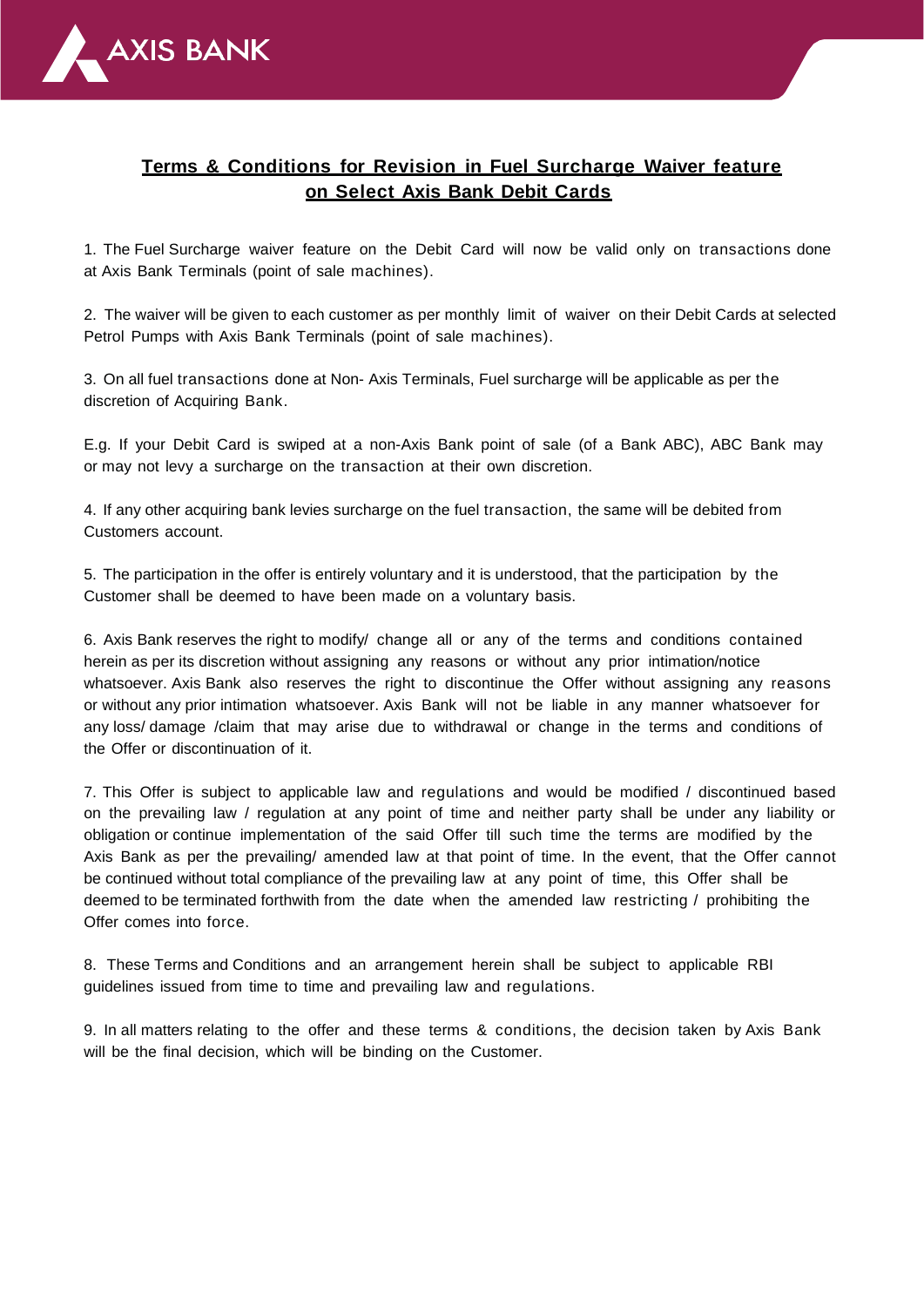AXIS BANK

# Terms & Conditions for Revision in Fuel Surcharge Waiver feature on Select Axis Bank Debit Cards

1. The Fuel Surcharge waiver feature on the Debit Card will now be valid only on transactions done at Axis Bank Terminals (point of sale machines).

2. The waiver will be given to each customer as per monthly limit of waiver on their Debit Cards at selected Petrol Pumps with Axis Bank Terminals (point of sale machines).

3. On all fuel transactions done at Non- Axis Terminals, Fuel surcharge will be applicable as per the discretion of Acquiring Bank.

E.g. If your Debit Card is swiped at a non-Axis Bank point of sale (of a Bank ABC), ABC Bank may or may not levy a surcharge on the transaction at their own discretion.

4. If any other acquiring bank levies surcharge on the fuel transaction, the same will be debited from Customers account.

5. The participation in the offer is entirely voluntary and it is understood, that the participation by the Customer shall be deemed to have been made on a voluntary basis.

6. Axis Bank reserves the right to modify/ change all or any of the terms and conditions contained herein as per its discretion without assigning any reasons or without any prior intimation/notice whatsoever. Axis Bank also reserves the right to discontinue the Offer without assigning any reasons or without any prior intimation whatsoever. Axis Bank will not be liable in any manner whatsoever for any loss/ damage /claim that may arise due to withdrawal or change in the terms and conditions of the Offer or discontinuation of it.

7. This Offer is subject to applicable law and regulations and would be modified / discontinued based on the prevailing law / regulation at any point of time and neither party shall be under any liability or obligation or continue implementation of the said Offer till such time the terms are modified by the Axis Bank as per the prevailing/ amended law at that point of time. In the event, that the Offer cannot be continued without total compliance of the prevailing law at any point of time, this Offer shall be deemed to be terminated forthwith from the date when the amended law restricting / prohibiting the Offer comes into force.

8. These Terms and Conditions and an arrangement herein shall be subject to applicable RBI guidelines issued from time to time and prevailing law and regulations.

9. In all matters relating to the offer and these terms & conditions, the decision taken by Axis Bank will be the final decision, which will be binding on the Customer.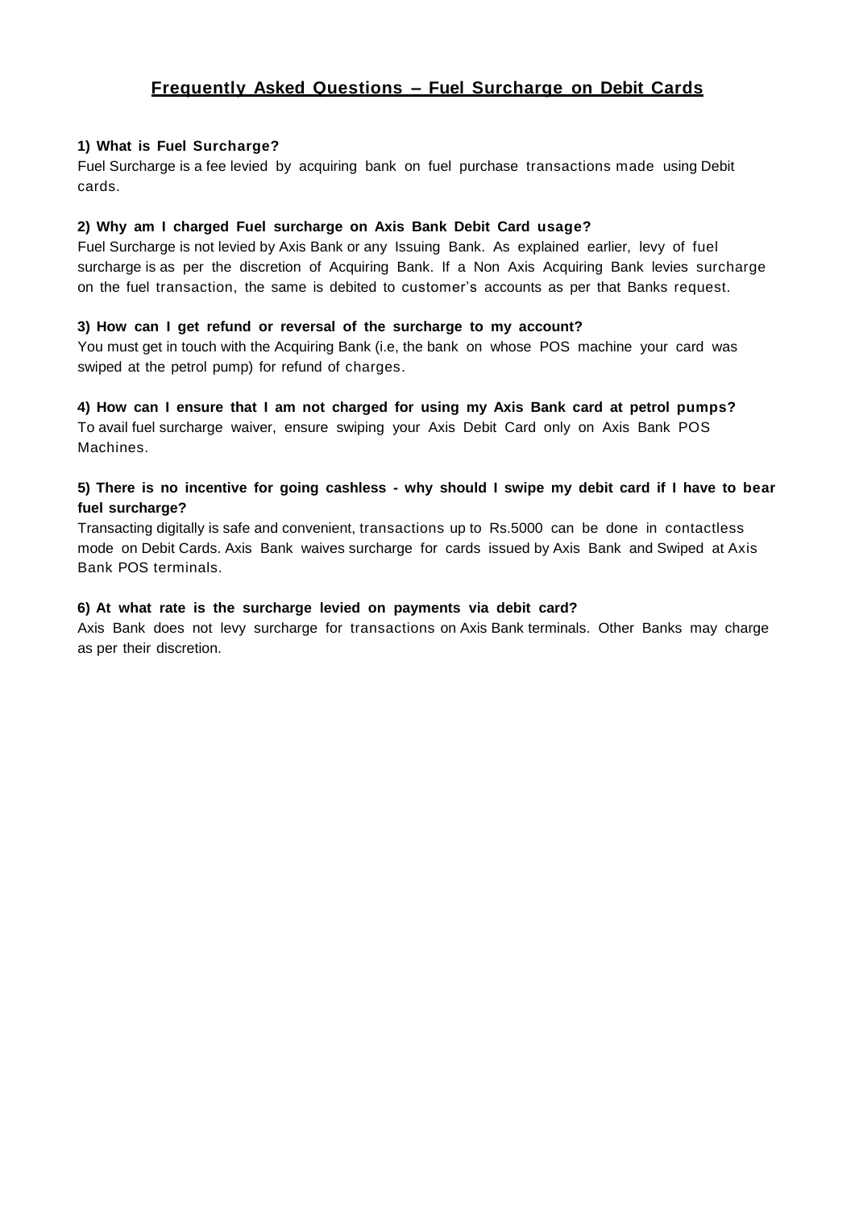## Frequently Asked Questions – Fuel Surcharge on Debit Cards

**1) What is Fuel Surcharge?**

Fuel Surcharge is a fee levied by acquiring bank on fuel purchase transactions made using Debit cards.

**2) Why am I charged Fuel surcharge on Axis Bank Debit Card usage?**

Fuel Surcharge is not levied by Axis Bank or any Issuing Bank. As explained earlier, levy of fuel surcharge is as per the discretion of Acquiring Bank. If a Non Axis Acquiring Bank levies surcharge on the fuel transaction, the same is debited to customer's accounts as per that Banks request.

**3) How can I get refund or reversal of the surcharge to my account?**

You must get in touch with the Acquiring Bank (i.e, the bank on whose POS machine your card was swiped at the petrol pump) for refund of charges.

**4) How can I ensure that I am not charged for using my Axis Bank card at petrol pumps?**

To avail fuel surcharge waiver, ensure swiping your Axis Debit Card only on Axis Bank POS Machines.

**5) There is no incentive for going cashless - why should I swipe my debit card if I have to bear fuel surcharge?**

Transacting digitally is safe and convenient, transactions up to Rs.5000 can be done in contactless mode on Debit Cards. Axis Bank waives surcharge for cards issued by Axis Bank and Swiped at Axis Bank POS terminals.

**6) At what rate is the surcharge levied on payments via debit card?**

Axis Bank does not levy surcharge for transactions on Axis Bank terminals. Other Banks may charge as per their discretion.